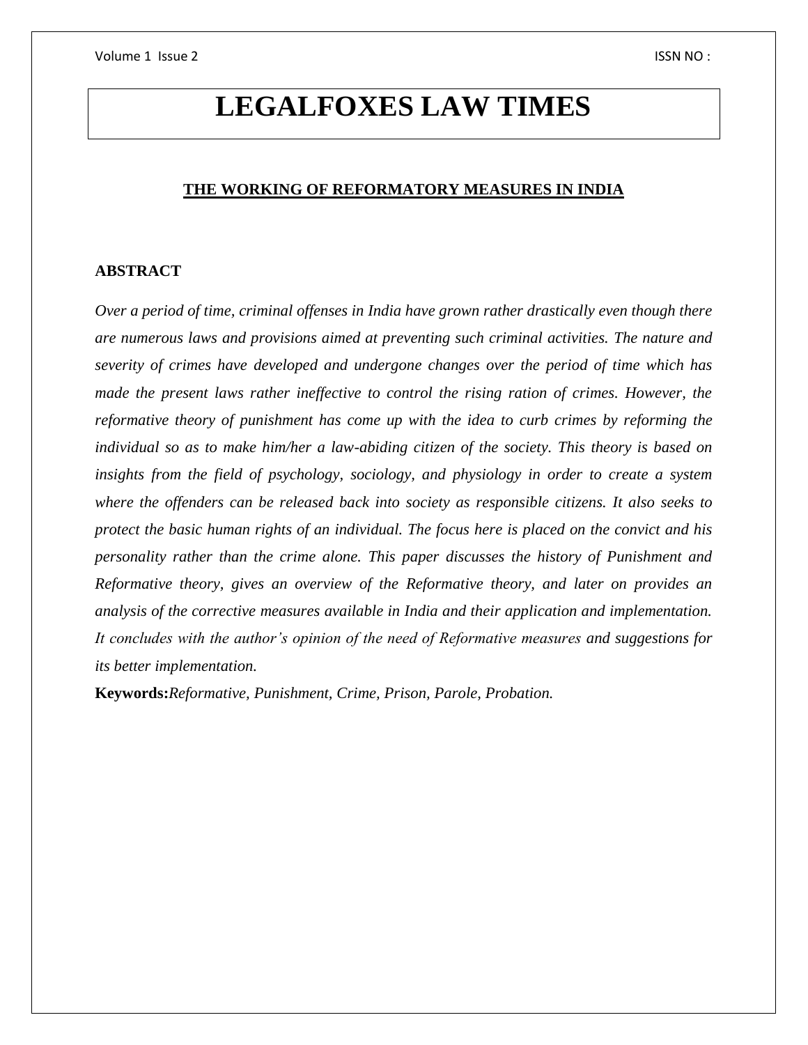# LEGALFOXES LAW TIMES

## THE WORKING OF REFORMATORY MEASURES IN INDIA

### ABSTRACT

*Over a period of time, criminal offenses in India have grown rather drastically even though there are numerous laws and provisions aimed at preventing such criminal activities. The nature and severity of crimes have developed and undergone changes over the period of time which has made the present laws rather ineffective to control the rising ration of crimes. However, the reformative theory of punishment has come up with the idea to curb crimes by reforming the individual so as to make him/her a law-abiding citizen of the society. This theory is based on insights from the field of psychology, sociology, and physiology in order to create a system where the offenders can be released back into society as responsible citizens. It also seeks to protect the basic human rights of an individual. The focus here is placed on the convict and his personality rather than the crime alone. This paper discusses the history of Punishment and Reformative theory, gives an overview of the Reformative theory, and later on provides an analysis of the corrective measures available in India and their application and implementation. It concludes with the author's opinion of the need of Reformative measures and suggestions for its better implementation.*

**Keywords:***Reformative, Punishment, Crime, Prison, Parole, Probation.*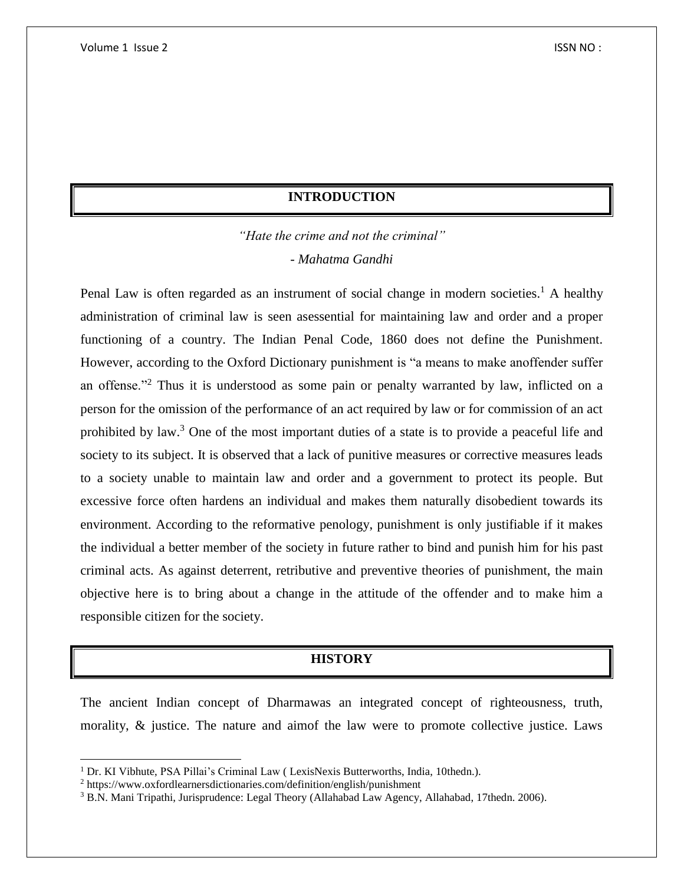## INTRODUCTION

*"Hate the crime and not the criminal"*

*- Mahatma Gandhi*

Penal Law is often regarded as an instrument of social change in modern societies.[1] A healthy administration of criminal law is seen asessential for maintaining law and order and a proper functioning of a country. The Indian Penal Code, 1860 does not define the Punishment. However, according to the Oxford Dictionary punishment is "a means to make anoffender suffer an offense."[2] Thus it is understood as some pain or penalty warranted by law, inflicted on a person for the omission of the performance of an act required by law or for commission of an act prohibited by law.[3] One of the most important duties of a state is to provide a peaceful life and society to its subject. It is observed that a lack of punitive measures or corrective measures leads to a society unable to maintain law and order and a government to protect its people. But excessive force often hardens an individual and makes them naturally disobedient towards its environment. According to the reformative penology, punishment is only justifiable if it makes the individual a better member of the society in future rather to bind and punish him for his past criminal acts. As against deterrent, retributive and preventive theories of punishment, the main objective here is to bring about a change in the attitude of the offender and to make him a responsible citizen for the society.

## HISTORY

The ancient Indian concept of Dharmawas an integrated concept of righteousness, truth, morality, & justice. The nature and aimof the law were to promote collective justice. Laws

---

[1] Dr. KI Vibhute, PSA Pillai's Criminal Law ( LexisNexis Butterworths, India, 10thedn.).

[2] https://www.oxfordlearnersdictionaries.com/definition/english/punishment

[3] B.N. Mani Tripathi, Jurisprudence: Legal Theory (Allahabad Law Agency, Allahabad, 17thedn. 2006).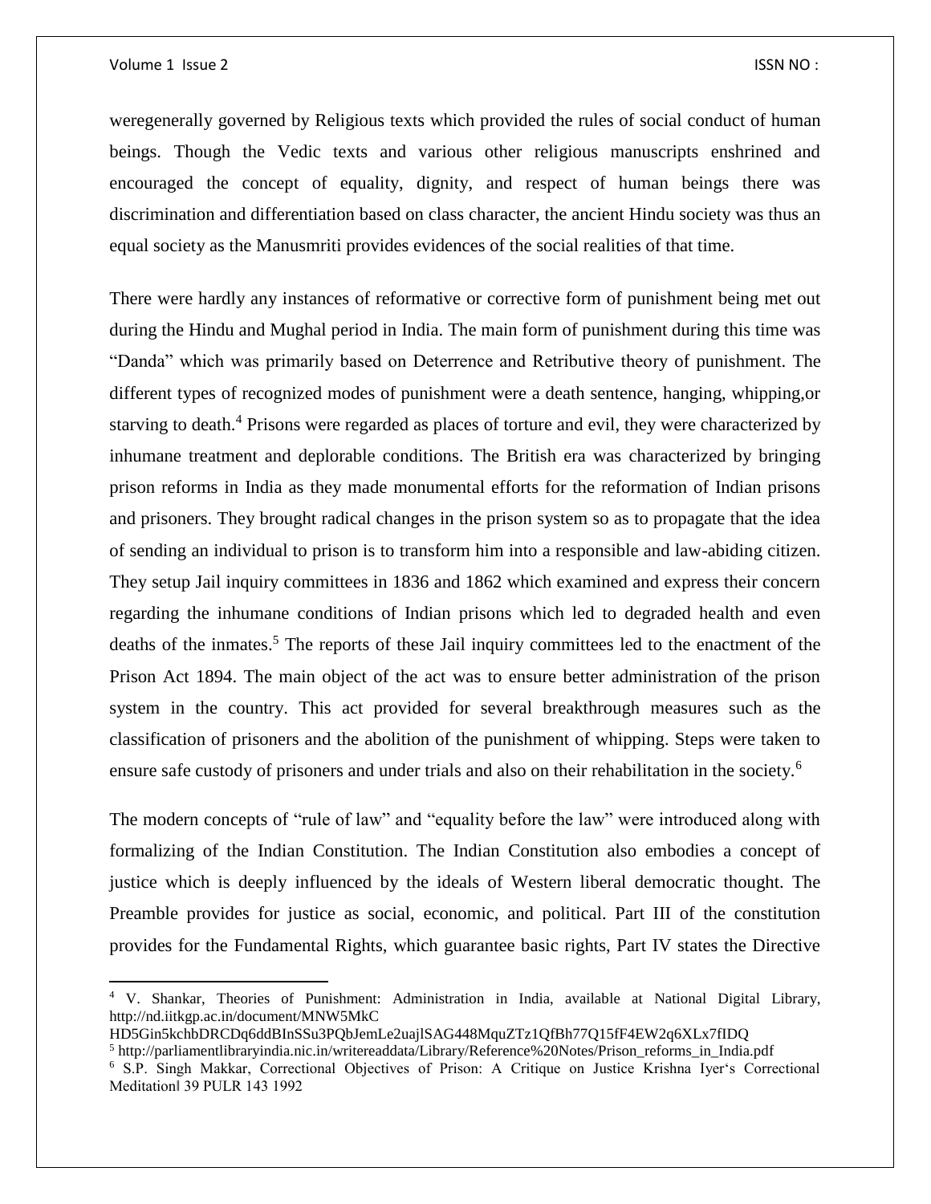weregenerally governed by Religious texts which provided the rules of social conduct of human beings. Though the Vedic texts and various other religious manuscripts enshrined and encouraged the concept of equality, dignity, and respect of human beings there was discrimination and differentiation based on class character, the ancient Hindu society was thus an equal society as the Manusmriti provides evidences of the social realities of that time.

There were hardly any instances of reformative or corrective form of punishment being met out during the Hindu and Mughal period in India. The main form of punishment during this time was "Danda" which was primarily based on Deterrence and Retributive theory of punishment. The different types of recognized modes of punishment were a death sentence, hanging, whipping,or starving to death.[4] Prisons were regarded as places of torture and evil, they were characterized by inhumane treatment and deplorable conditions. The British era was characterized by bringing prison reforms in India as they made monumental efforts for the reformation of Indian prisons and prisoners. They brought radical changes in the prison system so as to propagate that the idea of sending an individual to prison is to transform him into a responsible and law-abiding citizen. They setup Jail inquiry committees in 1836 and 1862 which examined and express their concern regarding the inhumane conditions of Indian prisons which led to degraded health and even deaths of the inmates.[5] The reports of these Jail inquiry committees led to the enactment of the Prison Act 1894. The main object of the act was to ensure better administration of the prison system in the country. This act provided for several breakthrough measures such as the classification of prisoners and the abolition of the punishment of whipping. Steps were taken to ensure safe custody of prisoners and under trials and also on their rehabilitation in the society.[6]

The modern concepts of "rule of law" and "equality before the law" were introduced along with formalizing of the Indian Constitution. The Indian Constitution also embodies a concept of justice which is deeply influenced by the ideals of Western liberal democratic thought. The Preamble provides for justice as social, economic, and political. Part III of the constitution provides for the Fundamental Rights, which guarantee basic rights, Part IV states the Directive

---

[4] V. Shankar, Theories of Punishment: Administration in India, available at National Digital Library, http://nd.iitkgp.ac.in/document/MNW5MkC HD5Gin5kchbDRCDq6ddBInSSu3PQbJemLe2uajlSAG448MquZTz1QfBh77Q15fF4EW2q6XLx7fIDQ

[5] http://parliamentlibraryindia.nic.in/writereaddata/Library/Reference%20Notes/Prison_reforms_in_India.pdf

[6] S.P. Singh Makkar, Correctional Objectives of Prison: A Critique on Justice Krishna Iyer's Correctional Meditation‖ 39 PULR 143 1992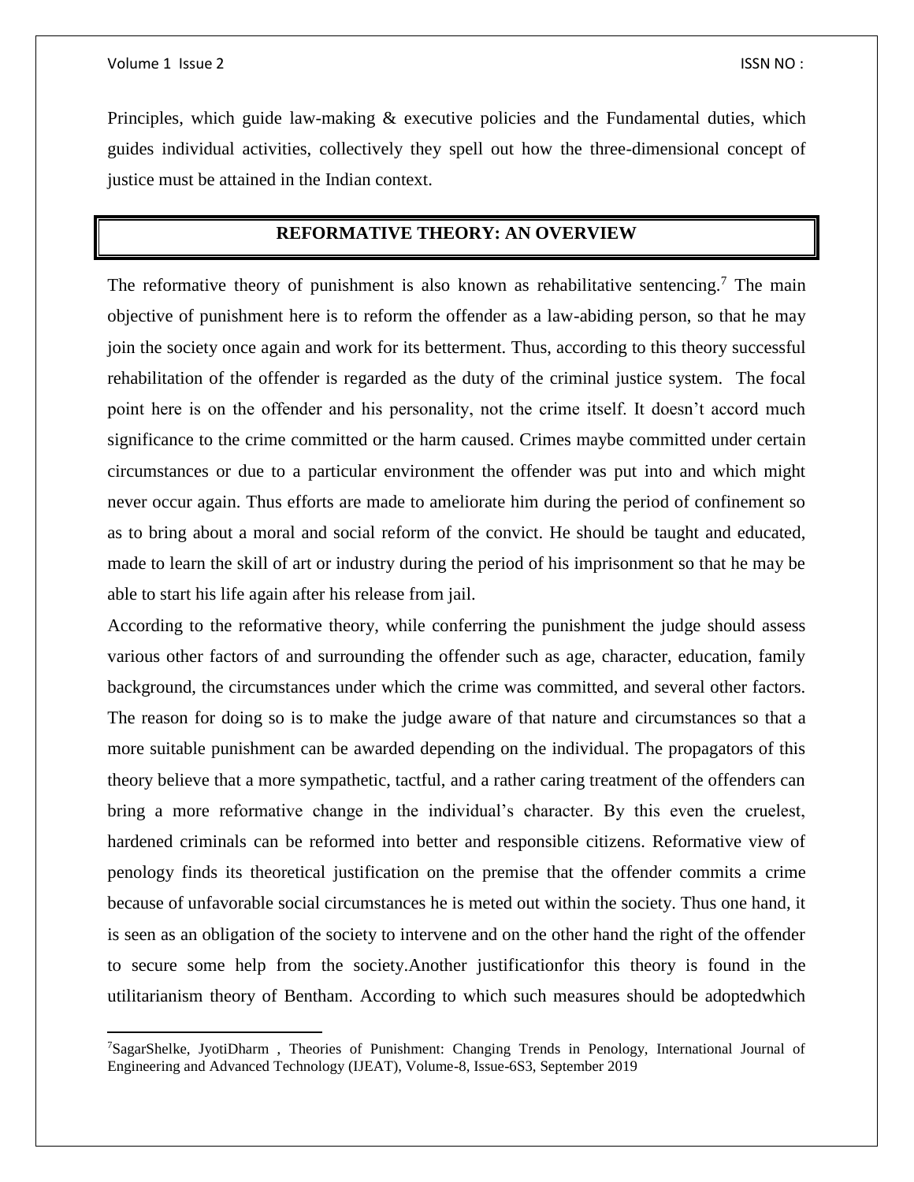Principles, which guide law-making & executive policies and the Fundamental duties, which guides individual activities, collectively they spell out how the three-dimensional concept of justice must be attained in the Indian context.

## REFORMATIVE THEORY: AN OVERVIEW

The reformative theory of punishment is also known as rehabilitative sentencing.[7] The main objective of punishment here is to reform the offender as a law-abiding person, so that he may join the society once again and work for its betterment. Thus, according to this theory successful rehabilitation of the offender is regarded as the duty of the criminal justice system. The focal point here is on the offender and his personality, not the crime itself. It doesn't accord much significance to the crime committed or the harm caused. Crimes maybe committed under certain circumstances or due to a particular environment the offender was put into and which might never occur again. Thus efforts are made to ameliorate him during the period of confinement so as to bring about a moral and social reform of the convict. He should be taught and educated, made to learn the skill of art or industry during the period of his imprisonment so that he may be able to start his life again after his release from jail.

According to the reformative theory, while conferring the punishment the judge should assess various other factors of and surrounding the offender such as age, character, education, family background, the circumstances under which the crime was committed, and several other factors. The reason for doing so is to make the judge aware of that nature and circumstances so that a more suitable punishment can be awarded depending on the individual. The propagators of this theory believe that a more sympathetic, tactful, and a rather caring treatment of the offenders can bring a more reformative change in the individual's character. By this even the cruelest, hardened criminals can be reformed into better and responsible citizens. Reformative view of penology finds its theoretical justification on the premise that the offender commits a crime because of unfavorable social circumstances he is meted out within the society. Thus one hand, it is seen as an obligation of the society to intervene and on the other hand the right of the offender to secure some help from the society.Another justificationfor this theory is found in the utilitarianism theory of Bentham. According to which such measures should be adoptedwhich

---

[7] SagarShelke, JyotiDharm , Theories of Punishment: Changing Trends in Penology, International Journal of Engineering and Advanced Technology (IJEAT), Volume-8, Issue-6S3, September 2019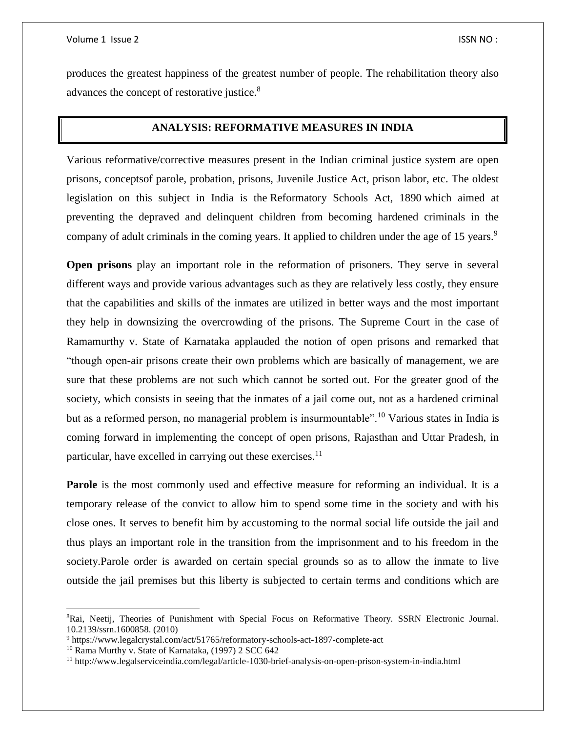produces the greatest happiness of the greatest number of people. The rehabilitation theory also advances the concept of restorative justice.[8]

## ANALYSIS: REFORMATIVE MEASURES IN INDIA

Various reformative/corrective measures present in the Indian criminal justice system are open prisons, conceptsof parole, probation, prisons, Juvenile Justice Act, prison labor, etc. The oldest legislation on this subject in India is the Reformatory Schools Act, 1890 which aimed at preventing the depraved and delinquent children from becoming hardened criminals in the company of adult criminals in the coming years. It applied to children under the age of 15 years.[9]

**Open prisons** play an important role in the reformation of prisoners. They serve in several different ways and provide various advantages such as they are relatively less costly, they ensure that the capabilities and skills of the inmates are utilized in better ways and the most important they help in downsizing the overcrowding of the prisons. The Supreme Court in the case of Ramamurthy v. State of Karnataka applauded the notion of open prisons and remarked that "though open-air prisons create their own problems which are basically of management, we are sure that these problems are not such which cannot be sorted out. For the greater good of the society, which consists in seeing that the inmates of a jail come out, not as a hardened criminal but as a reformed person, no managerial problem is insurmountable".[10] Various states in India is coming forward in implementing the concept of open prisons, Rajasthan and Uttar Pradesh, in particular, have excelled in carrying out these exercises.[11]

**Parole** is the most commonly used and effective measure for reforming an individual. It is a temporary release of the convict to allow him to spend some time in the society and with his close ones. It serves to benefit him by accustoming to the normal social life outside the jail and thus plays an important role in the transition from the imprisonment and to his freedom in the society.Parole order is awarded on certain special grounds so as to allow the inmate to live outside the jail premises but this liberty is subjected to certain terms and conditions which are

---

[8] Rai, Neetij, Theories of Punishment with Special Focus on Reformative Theory. SSRN Electronic Journal. 10.2139/ssrn.1600858. (2010)

[9] https://www.legalcrystal.com/act/51765/reformatory-schools-act-1897-complete-act

[10] Rama Murthy v. State of Karnataka, (1997) 2 SCC 642

[11] http://www.legalserviceindia.com/legal/article-1030-brief-analysis-on-open-prison-system-in-india.html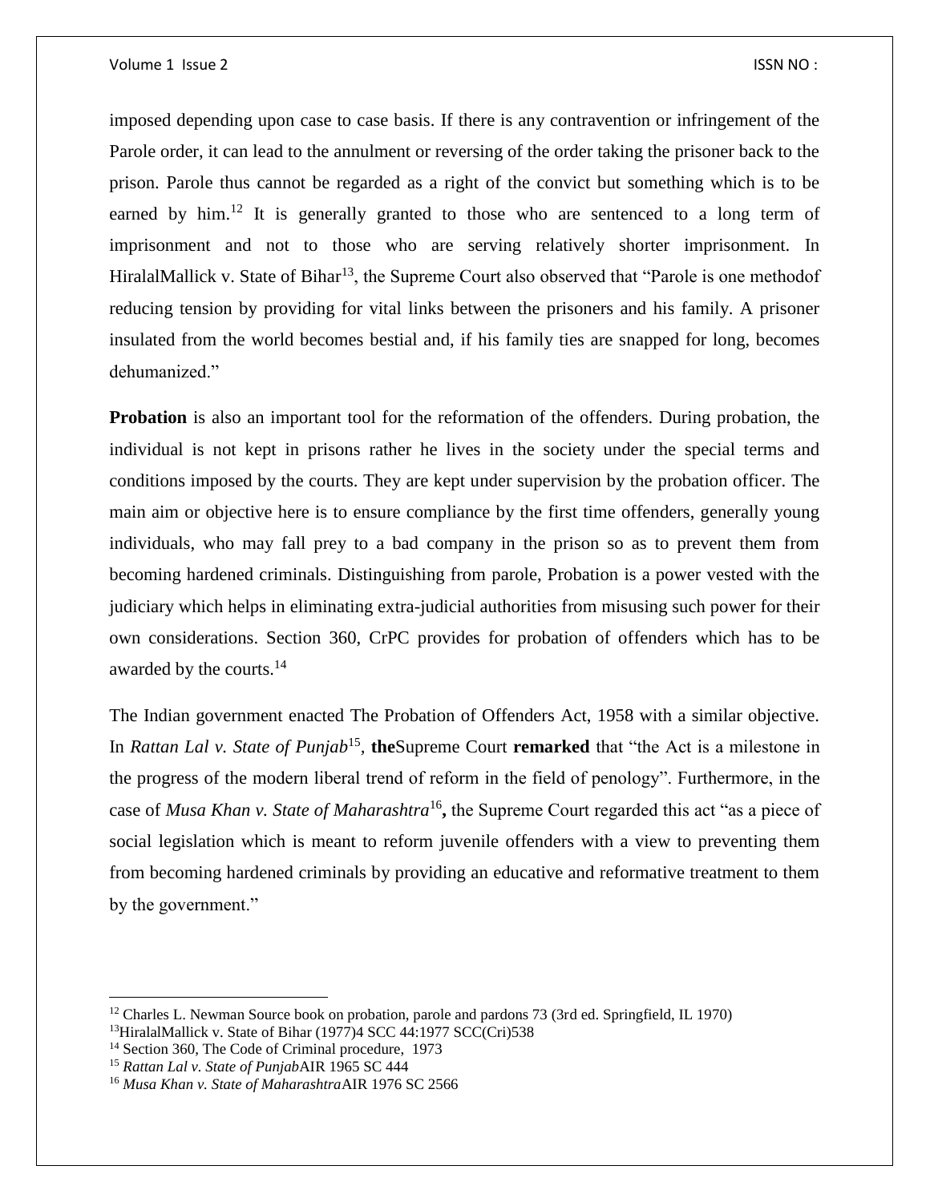imposed depending upon case to case basis. If there is any contravention or infringement of the Parole order, it can lead to the annulment or reversing of the order taking the prisoner back to the prison. Parole thus cannot be regarded as a right of the convict but something which is to be earned by him.[12] It is generally granted to those who are sentenced to a long term of imprisonment and not to those who are serving relatively shorter imprisonment. In HiralalMallick v. State of Bihar[13], the Supreme Court also observed that "Parole is one methodof reducing tension by providing for vital links between the prisoners and his family. A prisoner insulated from the world becomes bestial and, if his family ties are snapped for long, becomes dehumanized."

**Probation** is also an important tool for the reformation of the offenders. During probation, the individual is not kept in prisons rather he lives in the society under the special terms and conditions imposed by the courts. They are kept under supervision by the probation officer. The main aim or objective here is to ensure compliance by the first time offenders, generally young individuals, who may fall prey to a bad company in the prison so as to prevent them from becoming hardened criminals. Distinguishing from parole, Probation is a power vested with the judiciary which helps in eliminating extra-judicial authorities from misusing such power for their own considerations. Section 360, CrPC provides for probation of offenders which has to be awarded by the courts.[14]

The Indian government enacted The Probation of Offenders Act, 1958 with a similar objective. In *Rattan Lal v. State of Punjab*[15], **the**Supreme Court **remarked** that "the Act is a milestone in the progress of the modern liberal trend of reform in the field of penology". Furthermore, in the case of *Musa Khan v. State of Maharashtra*[16]**,** the Supreme Court regarded this act "as a piece of social legislation which is meant to reform juvenile offenders with a view to preventing them from becoming hardened criminals by providing an educative and reformative treatment to them by the government."

---

[12] Charles L. Newman Source book on probation, parole and pardons 73 (3rd ed. Springfield, IL 1970)

[13] HiralalMallick v. State of Bihar (1977)4 SCC 44:1977 SCC(Cri)538

[14] Section 360, The Code of Criminal procedure, 1973

[15] *Rattan Lal v. State of Punjab*AIR 1965 SC 444

[16] *Musa Khan v. State of Maharashtra*AIR 1976 SC 2566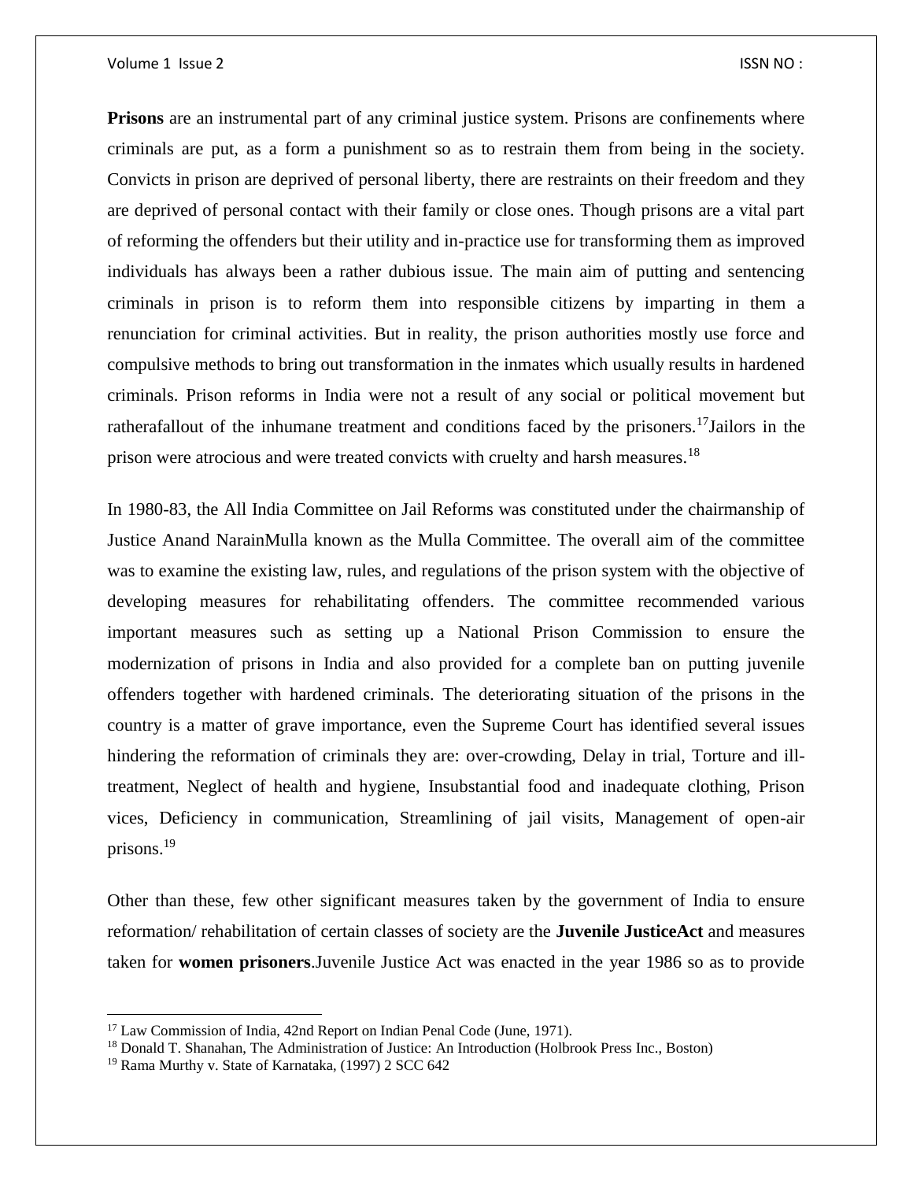**Prisons** are an instrumental part of any criminal justice system. Prisons are confinements where criminals are put, as a form a punishment so as to restrain them from being in the society. Convicts in prison are deprived of personal liberty, there are restraints on their freedom and they are deprived of personal contact with their family or close ones. Though prisons are a vital part of reforming the offenders but their utility and in-practice use for transforming them as improved individuals has always been a rather dubious issue. The main aim of putting and sentencing criminals in prison is to reform them into responsible citizens by imparting in them a renunciation for criminal activities. But in reality, the prison authorities mostly use force and compulsive methods to bring out transformation in the inmates which usually results in hardened criminals. Prison reforms in India were not a result of any social or political movement but ratherafallout of the inhumane treatment and conditions faced by the prisoners.[17]Jailors in the prison were atrocious and were treated convicts with cruelty and harsh measures.[18]

In 1980-83, the All India Committee on Jail Reforms was constituted under the chairmanship of Justice Anand NarainMulla known as the Mulla Committee. The overall aim of the committee was to examine the existing law, rules, and regulations of the prison system with the objective of developing measures for rehabilitating offenders. The committee recommended various important measures such as setting up a National Prison Commission to ensure the modernization of prisons in India and also provided for a complete ban on putting juvenile offenders together with hardened criminals. The deteriorating situation of the prisons in the country is a matter of grave importance, even the Supreme Court has identified several issues hindering the reformation of criminals they are: over-crowding, Delay in trial, Torture and ill-treatment, Neglect of health and hygiene, Insubstantial food and inadequate clothing, Prison vices, Deficiency in communication, Streamlining of jail visits, Management of open-air prisons.[19]

Other than these, few other significant measures taken by the government of India to ensure reformation/ rehabilitation of certain classes of society are the **Juvenile JusticeAct** and measures taken for **women prisoners**.Juvenile Justice Act was enacted in the year 1986 so as to provide

---

[17] Law Commission of India, 42nd Report on Indian Penal Code (June, 1971).

[18] Donald T. Shanahan, The Administration of Justice: An Introduction (Holbrook Press Inc., Boston)

[19] Rama Murthy v. State of Karnataka, (1997) 2 SCC 642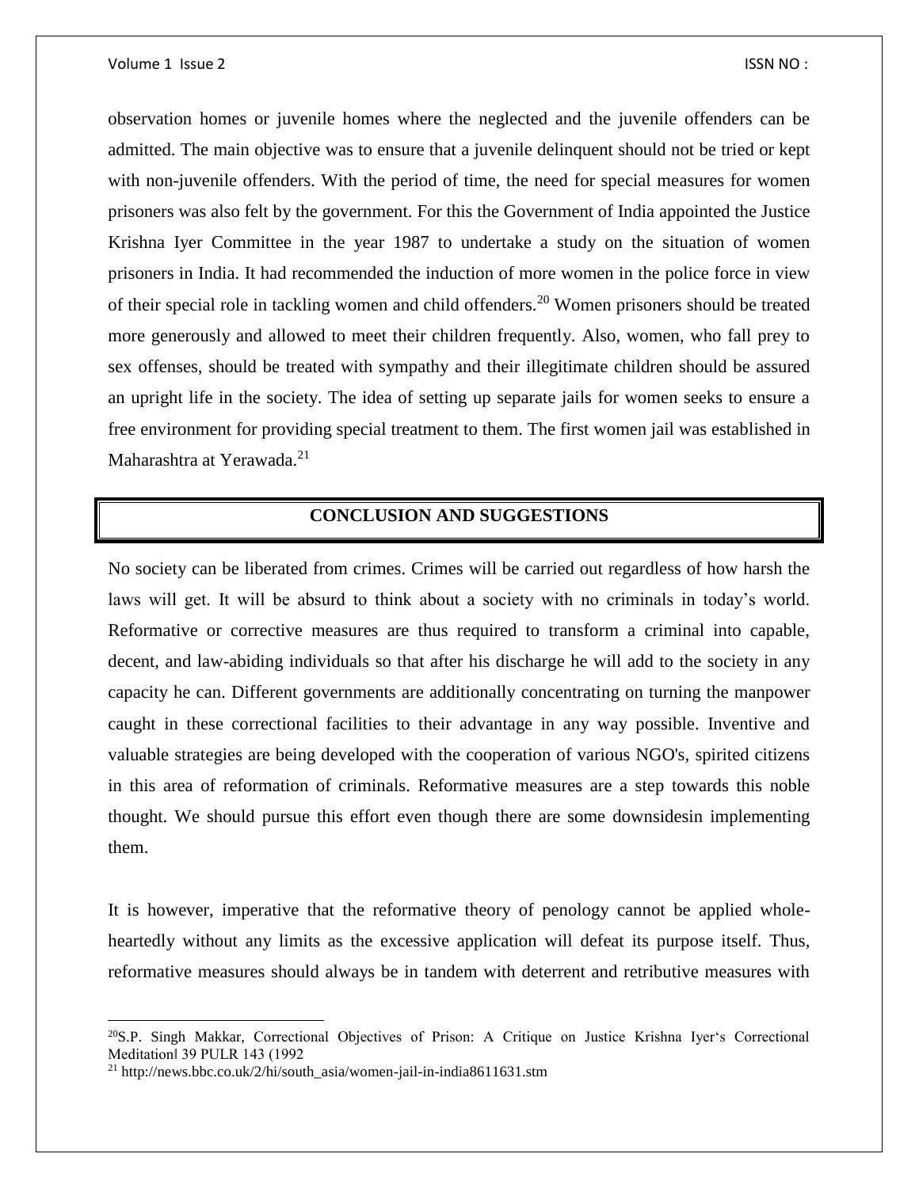observation homes or juvenile homes where the neglected and the juvenile offenders can be admitted. The main objective was to ensure that a juvenile delinquent should not be tried or kept with non-juvenile offenders. With the period of time, the need for special measures for women prisoners was also felt by the government. For this the Government of India appointed the Justice Krishna Iyer Committee in the year 1987 to undertake a study on the situation of women prisoners in India. It had recommended the induction of more women in the police force in view of their special role in tackling women and child offenders.[20] Women prisoners should be treated more generously and allowed to meet their children frequently. Also, women, who fall prey to sex offenses, should be treated with sympathy and their illegitimate children should be assured an upright life in the society. The idea of setting up separate jails for women seeks to ensure a free environment for providing special treatment to them. The first women jail was established in Maharashtra at Yerawada.[21]

## CONCLUSION AND SUGGESTIONS

No society can be liberated from crimes. Crimes will be carried out regardless of how harsh the laws will get. It will be absurd to think about a society with no criminals in today's world. Reformative or corrective measures are thus required to transform a criminal into capable, decent, and law-abiding individuals so that after his discharge he will add to the society in any capacity he can. Different governments are additionally concentrating on turning the manpower caught in these correctional facilities to their advantage in any way possible. Inventive and valuable strategies are being developed with the cooperation of various NGO's, spirited citizens in this area of reformation of criminals. Reformative measures are a step towards this noble thought. We should pursue this effort even though there are some downsidesin implementing them.

It is however, imperative that the reformative theory of penology cannot be applied whole-heartedly without any limits as the excessive application will defeat its purpose itself. Thus, reformative measures should always be in tandem with deterrent and retributive measures with

---

[20] S.P. Singh Makkar, Correctional Objectives of Prison: A Critique on Justice Krishna Iyer's Correctional Meditation‖ 39 PULR 143 (1992

[21] http://news.bbc.co.uk/2/hi/south_asia/women-jail-in-india8611631.stm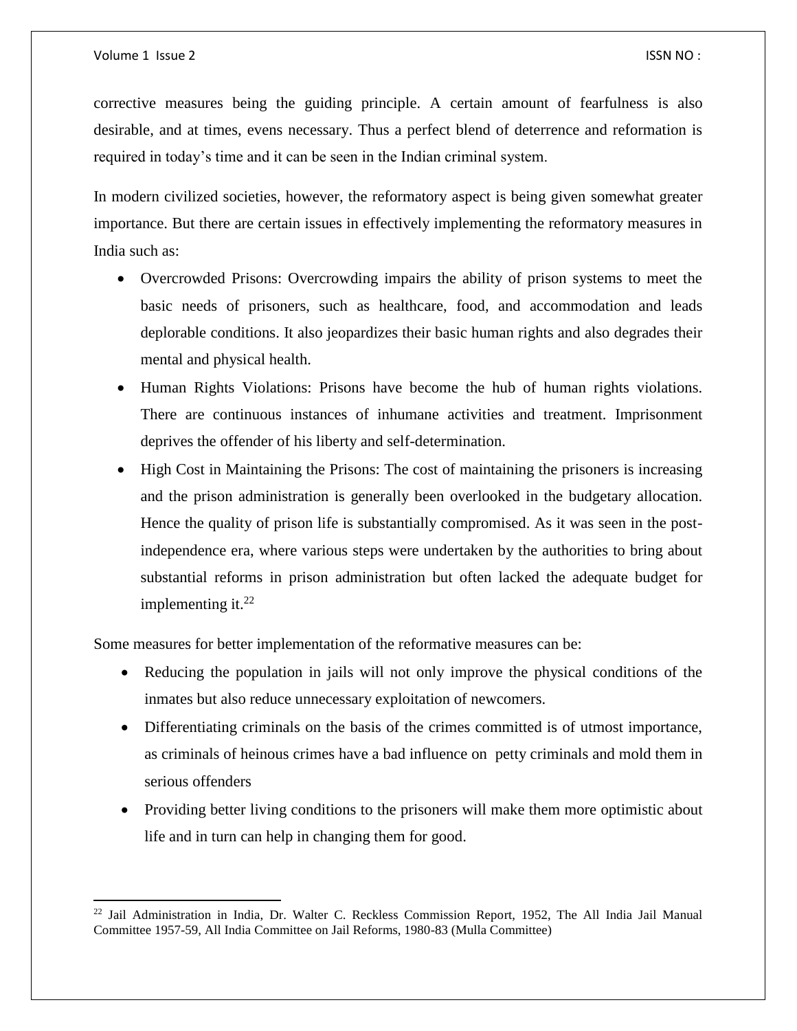corrective measures being the guiding principle. A certain amount of fearfulness is also desirable, and at times, evens necessary. Thus a perfect blend of deterrence and reformation is required in today's time and it can be seen in the Indian criminal system.

In modern civilized societies, however, the reformatory aspect is being given somewhat greater importance. But there are certain issues in effectively implementing the reformatory measures in India such as:

- Overcrowded Prisons: Overcrowding impairs the ability of prison systems to meet the basic needs of prisoners, such as healthcare, food, and accommodation and leads deplorable conditions. It also jeopardizes their basic human rights and also degrades their mental and physical health.
- Human Rights Violations: Prisons have become the hub of human rights violations. There are continuous instances of inhumane activities and treatment. Imprisonment deprives the offender of his liberty and self-determination.
- High Cost in Maintaining the Prisons: The cost of maintaining the prisoners is increasing and the prison administration is generally been overlooked in the budgetary allocation. Hence the quality of prison life is substantially compromised. As it was seen in the post-independence era, where various steps were undertaken by the authorities to bring about substantial reforms in prison administration but often lacked the adequate budget for implementing it.[22]

Some measures for better implementation of the reformative measures can be:

- Reducing the population in jails will not only improve the physical conditions of the inmates but also reduce unnecessary exploitation of newcomers.
- Differentiating criminals on the basis of the crimes committed is of utmost importance, as criminals of heinous crimes have a bad influence on petty criminals and mold them in serious offenders
- Providing better living conditions to the prisoners will make them more optimistic about life and in turn can help in changing them for good.

---

[22] Jail Administration in India, Dr. Walter C. Reckless Commission Report, 1952, The All India Jail Manual Committee 1957-59, All India Committee on Jail Reforms, 1980-83 (Mulla Committee)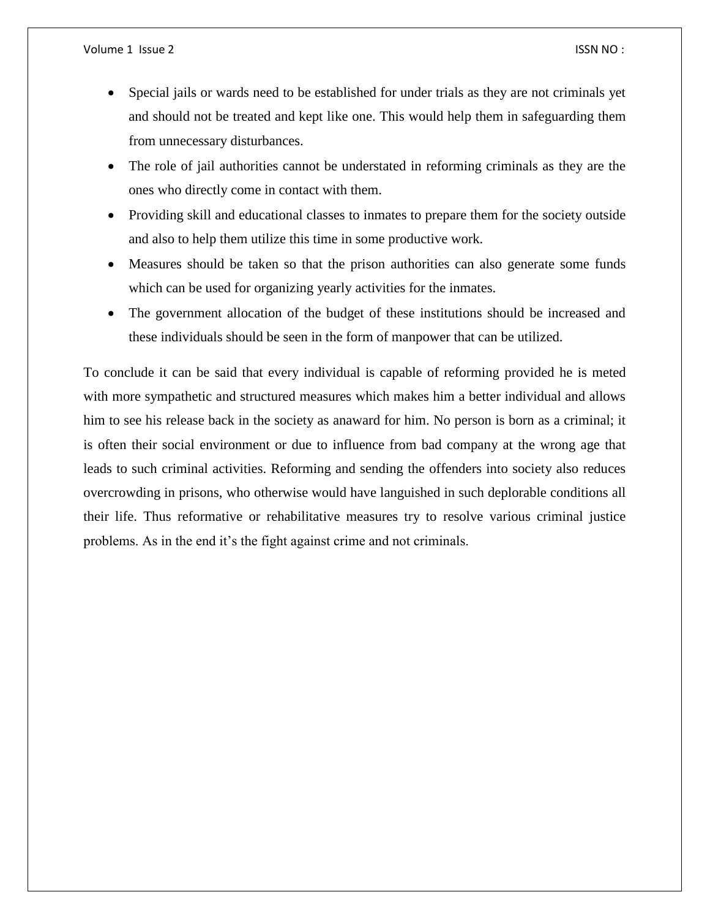- Special jails or wards need to be established for under trials as they are not criminals yet and should not be treated and kept like one. This would help them in safeguarding them from unnecessary disturbances.
- The role of jail authorities cannot be understated in reforming criminals as they are the ones who directly come in contact with them.
- Providing skill and educational classes to inmates to prepare them for the society outside and also to help them utilize this time in some productive work.
- Measures should be taken so that the prison authorities can also generate some funds which can be used for organizing yearly activities for the inmates.
- The government allocation of the budget of these institutions should be increased and these individuals should be seen in the form of manpower that can be utilized.

To conclude it can be said that every individual is capable of reforming provided he is meted with more sympathetic and structured measures which makes him a better individual and allows him to see his release back in the society as anaward for him. No person is born as a criminal; it is often their social environment or due to influence from bad company at the wrong age that leads to such criminal activities. Reforming and sending the offenders into society also reduces overcrowding in prisons, who otherwise would have languished in such deplorable conditions all their life. Thus reformative or rehabilitative measures try to resolve various criminal justice problems. As in the end it's the fight against crime and not criminals.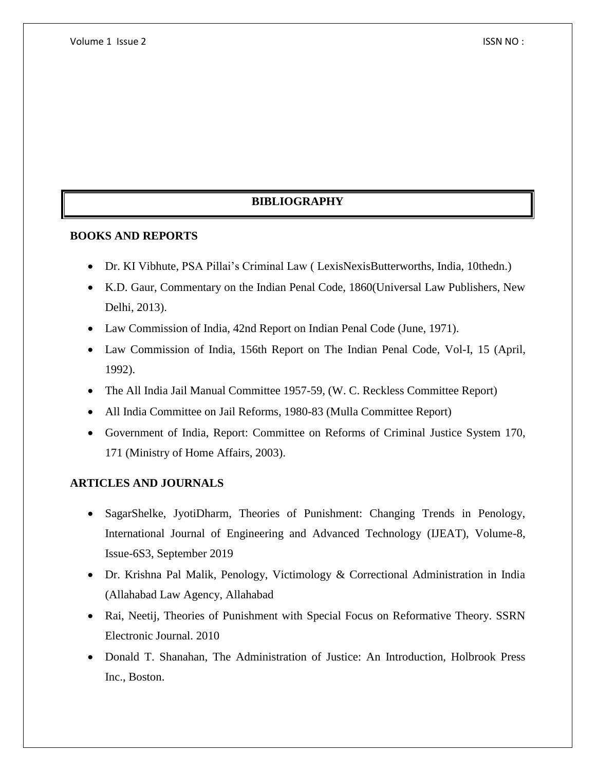# BIBLIOGRAPHY

## BOOKS AND REPORTS

- Dr. KI Vibhute, PSA Pillai's Criminal Law ( LexisNexisButterworths, India, 10thedn.)
- K.D. Gaur, Commentary on the Indian Penal Code, 1860(Universal Law Publishers, New Delhi, 2013).
- Law Commission of India, 42nd Report on Indian Penal Code (June, 1971).
- Law Commission of India, 156th Report on The Indian Penal Code, Vol-I, 15 (April, 1992).
- The All India Jail Manual Committee 1957-59, (W. C. Reckless Committee Report)
- All India Committee on Jail Reforms, 1980-83 (Mulla Committee Report)
- Government of India, Report: Committee on Reforms of Criminal Justice System 170, 171 (Ministry of Home Affairs, 2003).

## ARTICLES AND JOURNALS

- SagarShelke, JyotiDharm, Theories of Punishment: Changing Trends in Penology, International Journal of Engineering and Advanced Technology (IJEAT), Volume-8, Issue-6S3, September 2019
- Dr. Krishna Pal Malik, Penology, Victimology & Correctional Administration in India (Allahabad Law Agency, Allahabad
- Rai, Neetij, Theories of Punishment with Special Focus on Reformative Theory. SSRN Electronic Journal. 2010
- Donald T. Shanahan, The Administration of Justice: An Introduction, Holbrook Press Inc., Boston.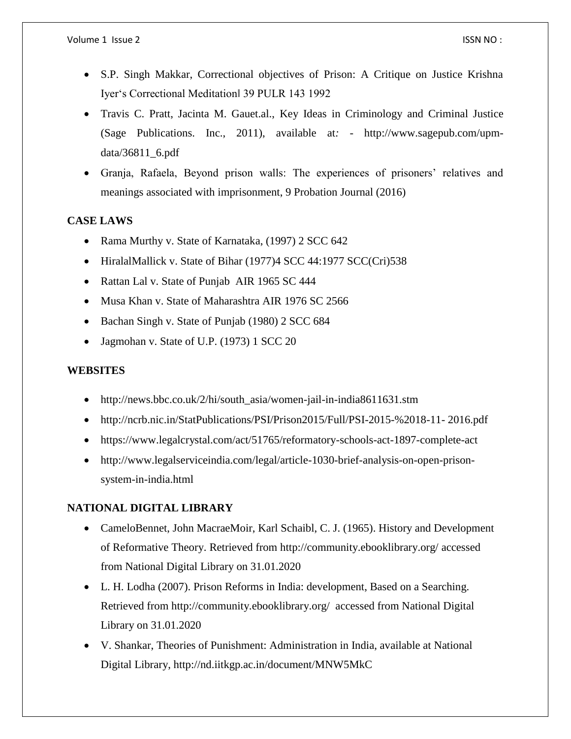- S.P. Singh Makkar, Correctional objectives of Prison: A Critique on Justice Krishna Iyer's Correctional Meditation‖ 39 PULR 143 1992
- Travis C. Pratt, Jacinta M. Gauet.al., Key Ideas in Criminology and Criminal Justice (Sage Publications. Inc., 2011), available at: - http://www.sagepub.com/upm-data/36811_6.pdf
- Granja, Rafaela, Beyond prison walls: The experiences of prisoners' relatives and meanings associated with imprisonment, 9 Probation Journal (2016)

**CASE LAWS**

- Rama Murthy v. State of Karnataka, (1997) 2 SCC 642
- HiralalMallick v. State of Bihar (1977)4 SCC 44:1977 SCC(Cri)538
- Rattan Lal v. State of Punjab AIR 1965 SC 444
- Musa Khan v. State of Maharashtra AIR 1976 SC 2566
- Bachan Singh v. State of Punjab (1980) 2 SCC 684
- Jagmohan v. State of U.P. (1973) 1 SCC 20

**WEBSITES**

- http://news.bbc.co.uk/2/hi/south_asia/women-jail-in-india8611631.stm
- http://ncrb.nic.in/StatPublications/PSI/Prison2015/Full/PSI-2015-%2018-11- 2016.pdf
- https://www.legalcrystal.com/act/51765/reformatory-schools-act-1897-complete-act
- http://www.legalserviceindia.com/legal/article-1030-brief-analysis-on-open-prison-system-in-india.html

**NATIONAL DIGITAL LIBRARY**

- CameloBennet, John MacraeMoir, Karl Schaibl, C. J. (1965). History and Development of Reformative Theory. Retrieved from http://community.ebooklibrary.org/ accessed from National Digital Library on 31.01.2020
- L. H. Lodha (2007). Prison Reforms in India: development, Based on a Searching. Retrieved from http://community.ebooklibrary.org/ accessed from National Digital Library on 31.01.2020
- V. Shankar, Theories of Punishment: Administration in India, available at National Digital Library, http://nd.iitkgp.ac.in/document/MNW5MkC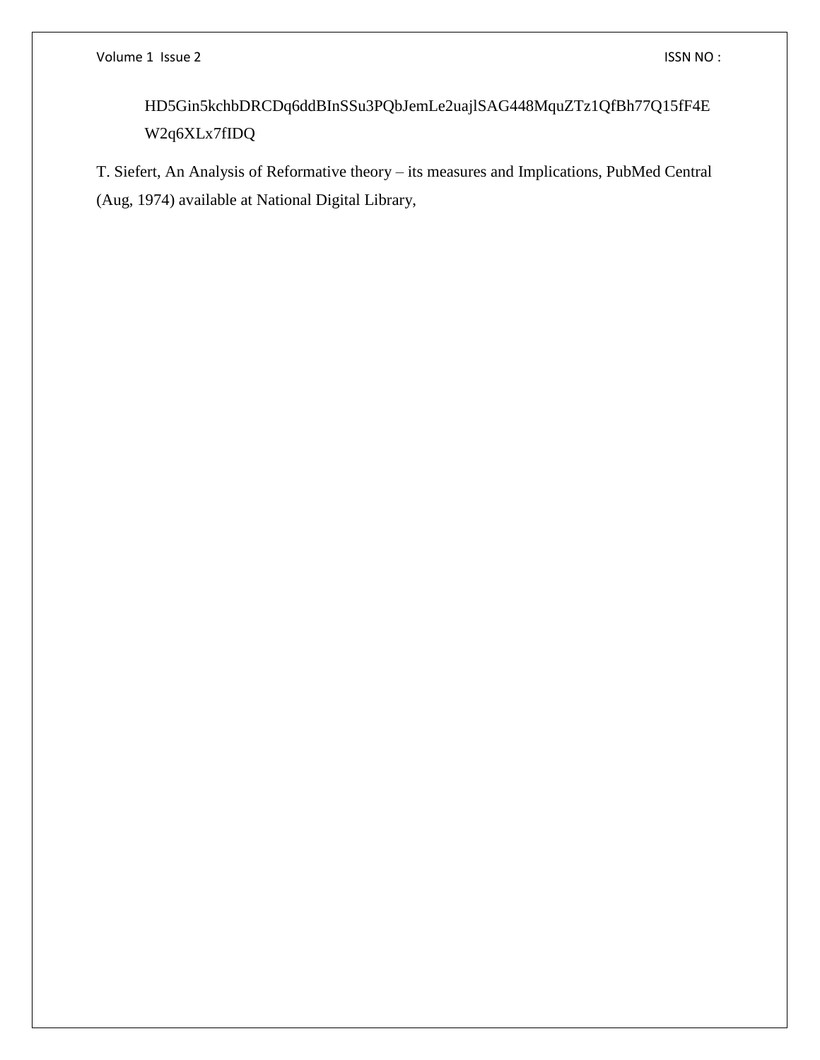HD5Gin5kchbDRCDq6ddBInSSu3PQbJemLe2uajlSAG448MquZTz1QfBh77Q15fF4EW2q6XLx7fIDQ

T. Siefert, An Analysis of Reformative theory – its measures and Implications, PubMed Central (Aug, 1974) available at National Digital Library,